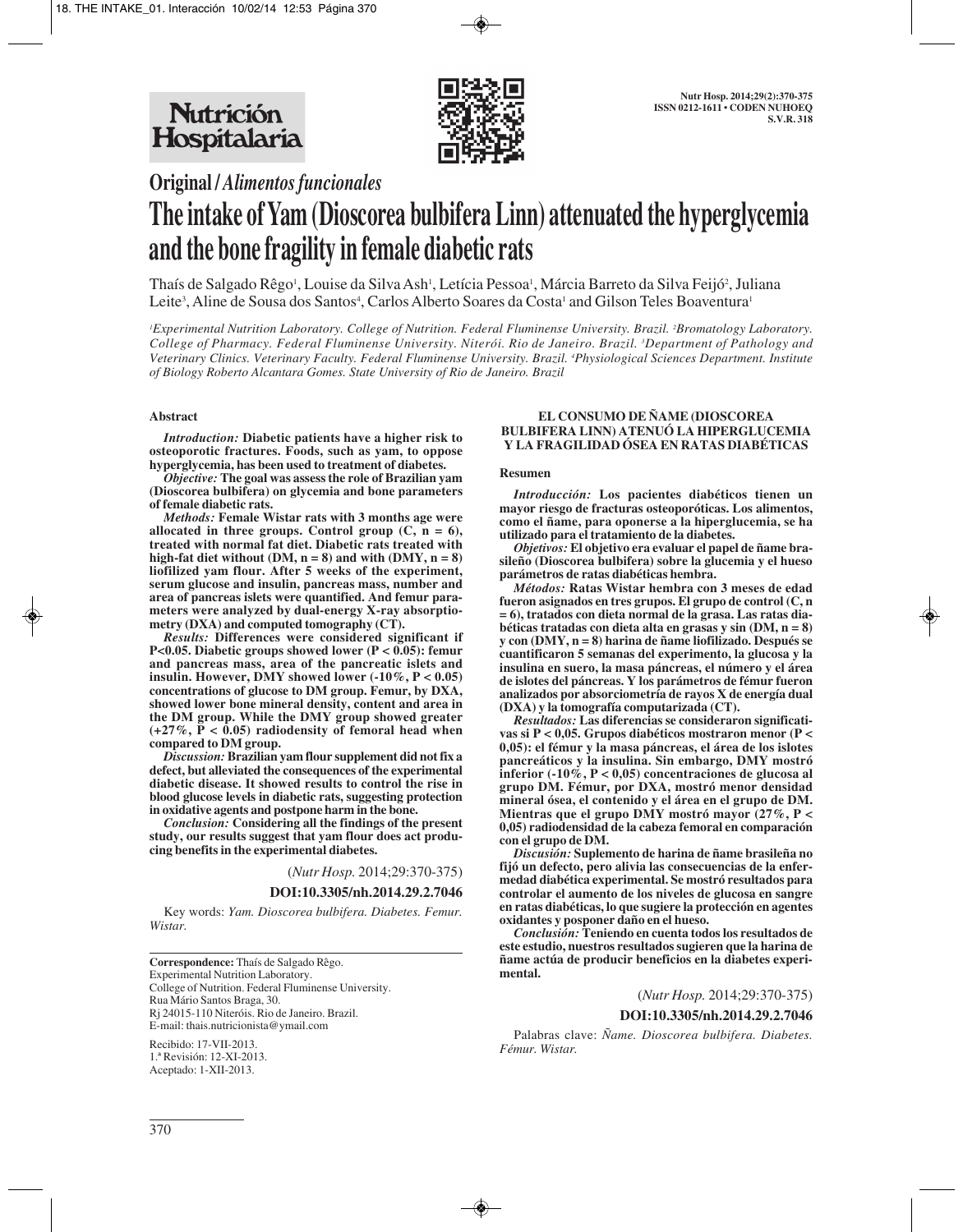## Original / *Alimentos funcionales*

# The intake of Yam (Dioscorea bulbifera Linn) attenuated the hyperglycemia and the bone fragility in female diabetic rats

Thaís de Salgado Rêgo[1], Louise da Silva Ash[1], Letícia Pessoa[1], Márcia Barreto da Silva Feijó[2], Juliana Leite[3], Aline de Sousa dos Santos[4], Carlos Alberto Soares da Costa[1] and Gilson Teles Boaventura[1]

*[1]Experimental Nutrition Laboratory. College of Nutrition. Federal Fluminense University. Brazil. [2]Bromatology Laboratory. College of Pharmacy. Federal Fluminense University. Niterói. Rio de Janeiro. Brazil. [3]Department of Pathology and Veterinary Clinics. Veterinary Faculty. Federal Fluminense University. Brazil. [4]Physiological Sciences Department. Institute of Biology Roberto Alcantara Gomes. State University of Rio de Janeiro. Brazil*

### Abstract

***Introduction:*** **Diabetic patients have a higher risk to osteoporotic fractures. Foods, such as yam, to oppose hyperglycemia, has been used to treatment of diabetes.**

***Objective:*** **The goal was assess the role of Brazilian yam (Dioscorea bulbifera) on glycemia and bone parameters of female diabetic rats.**

***Methods:*** **Female Wistar rats with 3 months age were allocated in three groups. Control group (C, n = 6), treated with normal fat diet. Diabetic rats treated with high-fat diet without (DM, n = 8) and with (DMY, n = 8) liofilized yam flour. After 5 weeks of the experiment, serum glucose and insulin, pancreas mass, number and area of pancreas islets were quantified. And femur parameters were analyzed by dual-energy X-ray absorptiometry (DXA) and computed tomography (CT).**

***Results:*** **Differences were considered significant if P<0.05. Diabetic groups showed lower (P < 0.05): femur and pancreas mass, area of the pancreatic islets and insulin. However, DMY showed lower (-10%, P < 0.05) concentrations of glucose to DM group. Femur, by DXA, showed lower bone mineral density, content and area in the DM group. While the DMY group showed greater (+27%, P < 0.05) radiodensity of femoral head when compared to DM group.**

***Discussion:*** **Brazilian yam flour supplement did not fix a defect, but alleviated the consequences of the experimental diabetic disease. It showed results to control the rise in blood glucose levels in diabetic rats, suggesting protection in oxidative agents and postpone harm in the bone.**

***Conclusion:*** **Considering all the findings of the present study, our results suggest that yam flour does act producing benefits in the experimental diabetes.**

(*Nutr Hosp.* 2014;29:370-375)

**DOI:10.3305/nh.2014.29.2.7046**

Key words: *Yam. Dioscorea bulbifera. Diabetes. Femur. Wistar.*

**Correspondence:** Thaís de Salgado Rêgo.
Experimental Nutrition Laboratory.
College of Nutrition. Federal Fluminense University.
Rua Mário Santos Braga, 30.
Rj 24015-110 Niteróis. Rio de Janeiro. Brazil.
E-mail: thais.nutricionista@ymail.com

Recibido: 17-VII-2013.
1.ª Revisión: 12-XI-2013.
Aceptado: 1-XII-2013.

### EL CONSUMO DE ÑAME (DIOSCOREA BULBIFERA LINN) ATENUÓ LA HIPERGLUCEMIA Y LA FRAGILIDAD ÓSEA EN RATAS DIABÉTICAS

#### Resumen

***Introducción:*** **Los pacientes diabéticos tienen un mayor riesgo de fracturas osteoporóticas. Los alimentos, como el ñame, para oponerse a la hiperglucemia, se ha utilizado para el tratamiento de la diabetes.**

***Objetivos:*** **El objetivo era evaluar el papel de ñame brasileño (Dioscorea bulbifera) sobre la glucemia y el hueso parámetros de ratas diabéticas hembra.**

***Métodos:*** **Ratas Wistar hembra con 3 meses de edad fueron asignados en tres grupos. El grupo de control (C, n = 6), tratados con dieta normal de la grasa. Las ratas diabéticas tratadas con dieta alta en grasas y sin (DM, n = 8) y con (DMY, n = 8) harina de ñame liofilizado. Después se cuantificaron 5 semanas del experimento, la glucosa y la insulina en suero, la masa páncreas, el número y el área de islotes del páncreas. Y los parámetros de fémur fueron analizados por absorciometría de rayos X de energía dual (DXA) y la tomografía computarizada (CT).**

***Resultados:*** **Las diferencias se consideraron significativas si P < 0,05. Grupos diabéticos mostraron menor (P < 0,05): el fémur y la masa páncreas, el área de los islotes pancreáticos y la insulina. Sin embargo, DMY mostró inferior (-10%, P < 0,05) concentraciones de glucosa al grupo DM. Fémur, por DXA, mostró menor densidad mineral ósea, el contenido y el área en el grupo de DM. Mientras que el grupo DMY mostró mayor (27%, P < 0,05) radiodensidad de la cabeza femoral en comparación con el grupo de DM.**

***Discusión:*** **Suplemento de harina de ñame brasileña no fijó un defecto, pero alivia las consecuencias de la enfermedad diabética experimental. Se mostró resultados para controlar el aumento de los niveles de glucosa en sangre en ratas diabéticas, lo que sugiere la protección en agentes oxidantes y posponer daño en el hueso.**

***Conclusión:*** **Teniendo en cuenta todos los resultados de este estudio, nuestros resultados sugieren que la harina de ñame actúa de producir beneficios en la diabetes experimental.**

(*Nutr Hosp.* 2014;29:370-375)

**DOI:10.3305/nh.2014.29.2.7046**

Palabras clave: *Ñame. Dioscorea bulbifera. Diabetes. Fémur. Wistar.*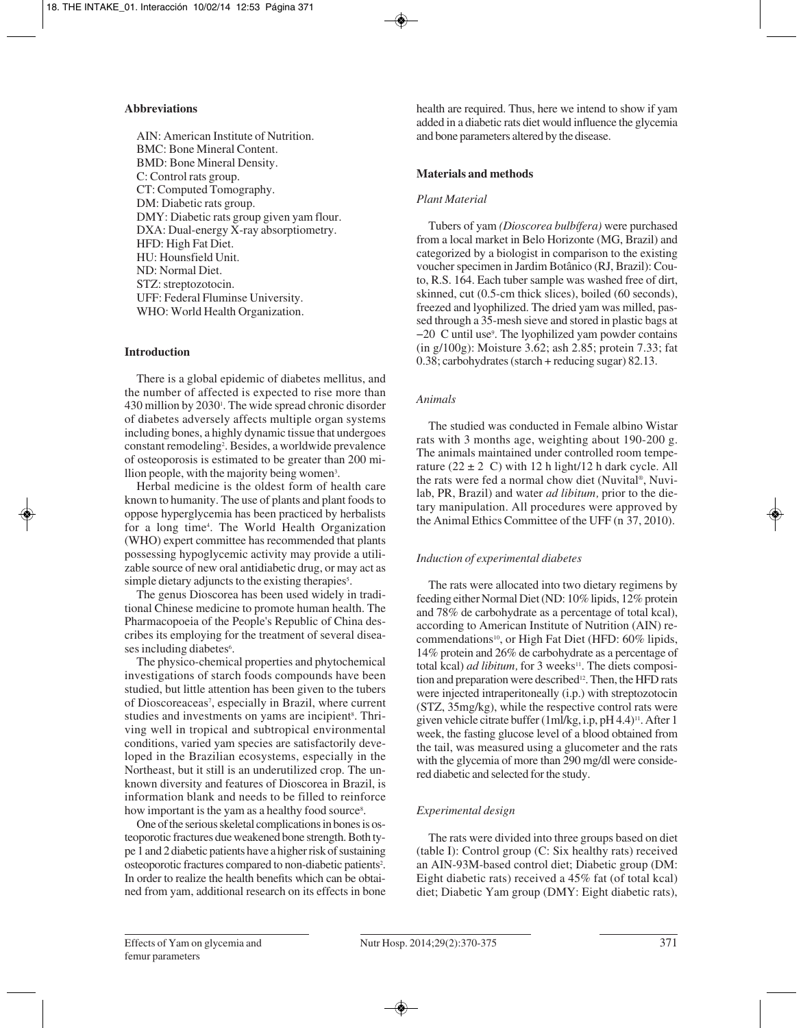## Abbreviations

AIN: American Institute of Nutrition.
BMC: Bone Mineral Content.
BMD: Bone Mineral Density.
C: Control rats group.
CT: Computed Tomography.
DM: Diabetic rats group.
DMY: Diabetic rats group given yam flour.
DXA: Dual-energy X-ray absorptiometry.
HFD: High Fat Diet.
HU: Hounsfield Unit.
ND: Normal Diet.
STZ: streptozotocin.
UFF: Federal Fluminse University.
WHO: World Health Organization.

## Introduction

There is a global epidemic of diabetes mellitus, and the number of affected is expected to rise more than 430 million by 2030[1]. The wide spread chronic disorder of diabetes adversely affects multiple organ systems including bones, a highly dynamic tissue that undergoes constant remodeling[2]. Besides, a worldwide prevalence of osteoporosis is estimated to be greater than 200 million people, with the majority being women[3].

Herbal medicine is the oldest form of health care known to humanity. The use of plants and plant foods to oppose hyperglycemia has been practiced by herbalists for a long time[4]. The World Health Organization (WHO) expert committee has recommended that plants possessing hypoglycemic activity may provide a utilizable source of new oral antidiabetic drug, or may act as simple dietary adjuncts to the existing therapies[5].

The genus Dioscorea has been used widely in traditional Chinese medicine to promote human health. The Pharmacopoeia of the People's Republic of China describes its employing for the treatment of several diseases including diabetes[6].

The physico-chemical properties and phytochemical investigations of starch foods compounds have been studied, but little attention has been given to the tubers of Dioscoreaceas[7], especially in Brazil, where current studies and investments on yams are incipient[8]. Thriving well in tropical and subtropical environmental conditions, varied yam species are satisfactorily developed in the Brazilian ecosystems, especially in the Northeast, but it still is an underutilized crop. The unknown diversity and features of Dioscorea in Brazil, is information blank and needs to be filled to reinforce how important is the yam as a healthy food source[8].

One of the serious skeletal complications in bones is osteoporotic fractures due weakened bone strength. Both type 1 and 2 diabetic patients have a higher risk of sustaining osteoporotic fractures compared to non-diabetic patients[2]. In order to realize the health benefits which can be obtained from yam, additional research on its effects in bone health are required. Thus, here we intend to show if yam added in a diabetic rats diet would influence the glycemia and bone parameters altered by the disease.

## Materials and methods

### *Plant Material*

Tubers of yam *(Dioscorea bulbífera)* were purchased from a local market in Belo Horizonte (MG, Brazil) and categorized by a biologist in comparison to the existing voucher specimen in Jardim Botânico (RJ, Brazil): Couto, R.S. 164. Each tuber sample was washed free of dirt, skinned, cut (0.5-cm thick slices), boiled (60 seconds), freezed and lyophilized. The dried yam was milled, passed through a 35-mesh sieve and stored in plastic bags at −20 C until use[9]. The lyophilized yam powder contains (in g/100g): Moisture 3.62; ash 2.85; protein 7.33; fat 0.38; carbohydrates (starch + reducing sugar) 82.13.

### *Animals*

The studied was conducted in Female albino Wistar rats with 3 months age, weighting about 190-200 g. The animals maintained under controlled room temperature (22 ± 2 C) with 12 h light/12 h dark cycle. All the rats were fed a normal chow diet (Nuvital®, Nuvilab, PR, Brazil) and water *ad libitum,* prior to the dietary manipulation. All procedures were approved by the Animal Ethics Committee of the UFF (n 37, 2010).

### *Induction of experimental diabetes*

The rats were allocated into two dietary regimens by feeding either Normal Diet (ND: 10% lipids, 12% protein and 78% de carbohydrate as a percentage of total kcal), according to American Institute of Nutrition (AIN) recommendations[10], or High Fat Diet (HFD: 60% lipids, 14% protein and 26% de carbohydrate as a percentage of total kcal) *ad libitum,* for 3 weeks[11]. The diets composition and preparation were described[12]. Then, the HFD rats were injected intraperitoneally (i.p.) with streptozotocin (STZ, 35mg/kg), while the respective control rats were given vehicle citrate buffer (1ml/kg, i.p, pH 4.4)[11]. After 1 week, the fasting glucose level of a blood obtained from the tail, was measured using a glucometer and the rats with the glycemia of more than 290 mg/dl were considered diabetic and selected for the study.

### *Experimental design*

The rats were divided into three groups based on diet (table I): Control group (C: Six healthy rats) received an AIN-93M-based control diet; Diabetic group (DM: Eight diabetic rats) received a 45% fat (of total kcal) diet; Diabetic Yam group (DMY: Eight diabetic rats),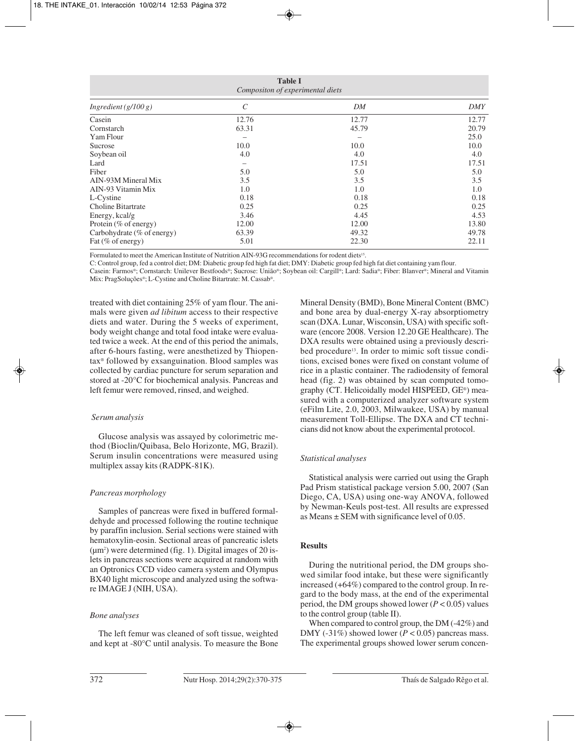**Table I**
*Compositon of experimental diets*

| *Ingredient (g/100 g)* | *C* | *DM* | *DMY* |
|---|---|---|---|
| Casein | 12.76 | 12.77 | 12.77 |
| Cornstarch | 63.31 | 45.79 | 20.79 |
| Yam Flour | – | – | 25.0 |
| Sucrose | 10.0 | 10.0 | 10.0 |
| Soybean oil | 4.0 | 4.0 | 4.0 |
| Lard | – | 17.51 | 17.51 |
| Fiber | 5.0 | 5.0 | 5.0 |
| AIN-93M Mineral Mix | 3.5 | 3.5 | 3.5 |
| AIN-93 Vitamin Mix | 1.0 | 1.0 | 1.0 |
| L-Cystine | 0.18 | 0.18 | 0.18 |
| Choline Bitartrate | 0.25 | 0.25 | 0.25 |
| Energy, kcal/g | 3.46 | 4.45 | 4.53 |
| Protein (% of energy) | 12.00 | 12.00 | 13.80 |
| Carbohydrate (% of energy) | 63.39 | 49.32 | 49.78 |
| Fat (% of energy) | 5.01 | 22.30 | 22.11 |

Formulated to meet the American Institute of Nutrition AIN-93G recommendations for rodent diets[15].
C: Control group, fed a control diet; DM: Diabetic group fed high fat diet; DMY: Diabetic group fed high fat diet containing yam flour.
Casein: Farmos®; Cornstarch: Unilever Bestfoods®; Sucrose: União®; Soybean oil: Cargill®; Lard: Sadia®; Fiber: Blanver®; Mineral and Vitamin Mix: PragSoluções®; L-Cystine and Choline Bitartrate: M. Cassab®.

treated with diet containing 25% of yam flour. The animals were given *ad libitum* access to their respective diets and water. During the 5 weeks of experiment, body weight change and total food intake were evaluated twice a week. At the end of this period the animals, after 6-hours fasting, were anesthetized by Thiopentax® followed by exsanguination. Blood samples was collected by cardiac puncture for serum separation and stored at -20°C for biochemical analysis. Pancreas and left femur were removed, rinsed, and weighed.

### *Serum analysis*

Glucose analysis was assayed by colorimetric method (Bioclin/Quibasa, Belo Horizonte, MG, Brazil). Serum insulin concentrations were measured using multiplex assay kits (RADPK-81K).

### *Pancreas morphology*

Samples of pancreas were fixed in buffered formaldehyde and processed following the routine technique by paraffin inclusion. Serial sections were stained with hematoxylin-eosin. Sectional areas of pancreatic islets ($\mu m^2$) were determined (fig. 1). Digital images of 20 islets in pancreas sections were acquired at random with an Optronics CCD video camera system and Olympus BX40 light microscope and analyzed using the software IMAGE J (NIH, USA).

### *Bone analyses*

The left femur was cleaned of soft tissue, weighted and kept at -80°C until analysis. To measure the Bone Mineral Density (BMD), Bone Mineral Content (BMC) and bone area by dual-energy X-ray absorptiometry scan (DXA. Lunar, Wisconsin, USA) with specific software (encore 2008. Version 12.20 GE Healthcare). The DXA results were obtained using a previously described procedure[13]. In order to mimic soft tissue conditions, excised bones were fixed on constant volume of rice in a plastic container. The radiodensity of femoral head (fig. 2) was obtained by scan computed tomography (CT. Helicoidally model HISPEED, GE®) measured with a computerized analyzer software system (eFilm Lite, 2.0, 2003, Milwaukee, USA) by manual measurement Toll-Ellipse. The DXA and CT technicians did not know about the experimental protocol.

### *Statistical analyses*

Statistical analysis were carried out using the Graph Pad Prism statistical package version 5.00, 2007 (San Diego, CA, USA) using one-way ANOVA, followed by Newman-Keuls post-test. All results are expressed as Means ± SEM with significance level of 0.05.

## **Results**

During the nutritional period, the DM groups showed similar food intake, but these were significantly increased (+64%) compared to the control group. In regard to the body mass, at the end of the experimental period, the DM groups showed lower ($P < 0.05$) values to the control group (table II).

When compared to control group, the DM (-42%) and DMY (-31%) showed lower ($P < 0.05$) pancreas mass. The experimental groups showed lower serum concen-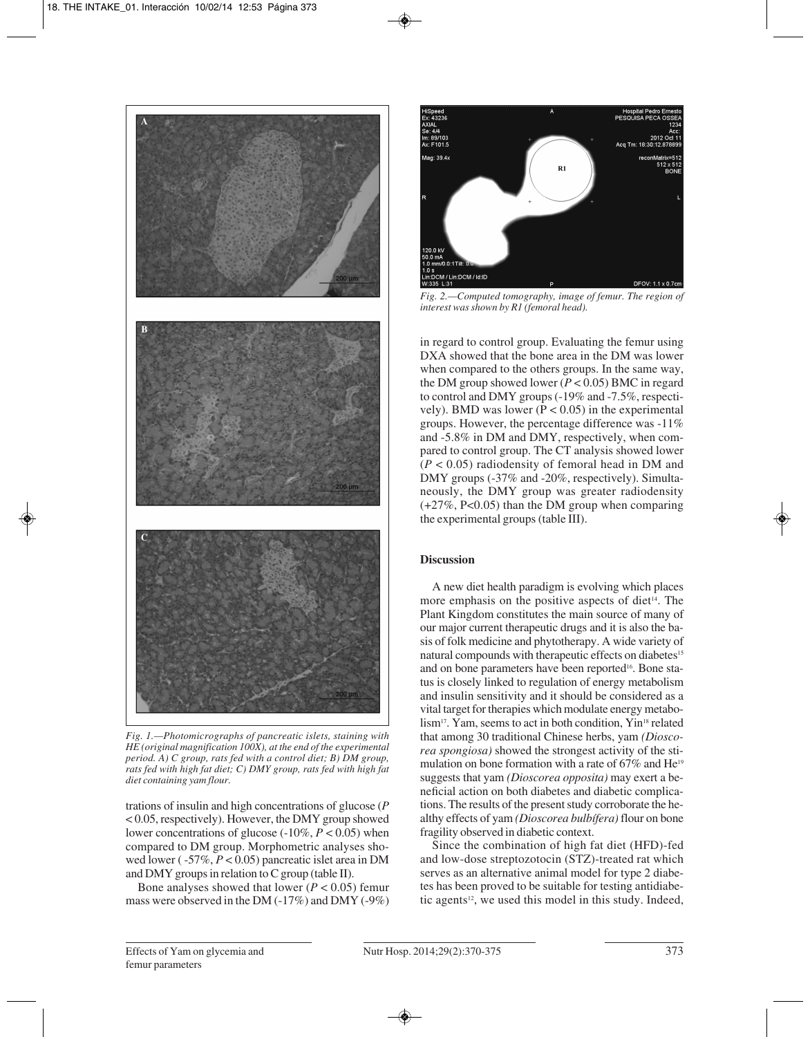Fig. 1.—Photomicrographs of pancreatic islets, staining with HE (original magnification 100X), at the end of the experimental period. A) C group, rats fed with a control diet; B) DM group, rats fed with high fat diet; C) DMY group, rats fed with high fat diet containing yam flour.

trations of insulin and high concentrations of glucose ($P < 0.05$, respectively). However, the DMY group showed lower concentrations of glucose (-10%, $P < 0.05$) when compared to DM group. Morphometric analyses showed lower ( -57%, $P < 0.05$) pancreatic islet area in DM and DMY groups in relation to C group (table II).

Bone analyses showed that lower ($P < 0.05$) femur mass were observed in the DM (-17%) and DMY (-9%) in regard to control group. Evaluating the femur using DXA showed that the bone area in the DM was lower when compared to the others groups. In the same way, the DM group showed lower ($P < 0.05$) BMC in regard to control and DMY groups (-19% and -7.5%, respectively). BMD was lower ($P < 0.05$) in the experimental groups. However, the percentage difference was -11% and -5.8% in DM and DMY, respectively, when compared to control group. The CT analysis showed lower ($P < 0.05$) radiodensity of femoral head in DM and DMY groups (-37% and -20%, respectively). Simultaneously, the DMY group was greater radiodensity (+27%, $P<0.05$) than the DM group when comparing the experimental groups (table III).

Fig. 2.—Computed tomography, image of femur. The region of interest was shown by R1 (femoral head).

## Discussion

A new diet health paradigm is evolving which places more emphasis on the positive aspects of diet[14]. The Plant Kingdom constitutes the main source of many of our major current therapeutic drugs and it is also the basis of folk medicine and phytotherapy. A wide variety of natural compounds with therapeutic effects on diabetes[15] and on bone parameters have been reported[16]. Bone status is closely linked to regulation of energy metabolism and insulin sensitivity and it should be considered as a vital target for therapies which modulate energy metabolism[17]. Yam, seems to act in both condition, Yin[18] related that among 30 traditional Chinese herbs, yam *(Dioscorea spongiosa)* showed the strongest activity of the stimulation on bone formation with a rate of 67% and He[19] suggests that yam *(Dioscorea opposita)* may exert a beneficial action on both diabetes and diabetic complications. The results of the present study corroborate the healthy effects of yam *(Dioscorea bulbifera)* flour on bone fragility observed in diabetic context.

Since the combination of high fat diet (HFD)-fed and low-dose streptozotocin (STZ)-treated rat which serves as an alternative animal model for type 2 diabetes has been proved to be suitable for testing antidiabetic agents[12], we used this model in this study. Indeed,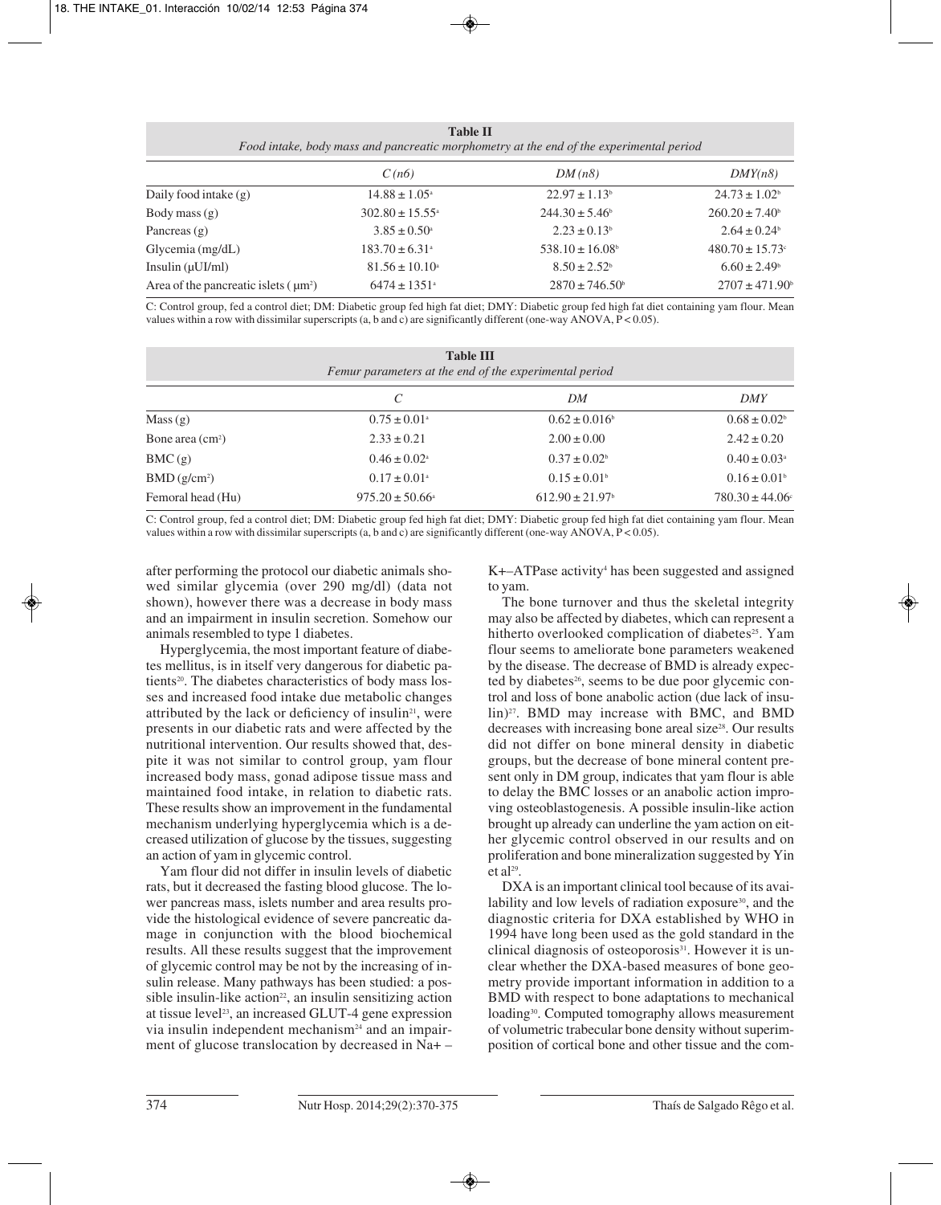**Table II**
*Food intake, body mass and pancreatic morphometry at the end of the experimental period*

| | *C (n6)* | *DM (n8)* | *DMY(n8)* |
|---|---|---|---|
| Daily food intake (g) | $14.88 \pm 1.05^{a}$ | $22.97 \pm 1.13^{b}$ | $24.73 \pm 1.02^{b}$ |
| Body mass (g) | $302.80 \pm 15.55^{a}$ | $244.30 \pm 5.46^{b}$ | $260.20 \pm 7.40^{b}$ |
| Pancreas (g) | $3.85 \pm 0.50^{a}$ | $2.23 \pm 0.13^{b}$ | $2.64 \pm 0.24^{b}$ |
| Glycemia (mg/dL) | $183.70 \pm 6.31^{a}$ | $538.10 \pm 16.08^{b}$ | $480.70 \pm 15.73^{c}$ |
| Insulin (μUI/ml) | $81.56 \pm 10.10^{a}$ | $8.50 \pm 2.52^{b}$ | $6.60 \pm 2.49^{b}$ |
| Area of the pancreatic islets ($\mu m^2$) | $6474 \pm 1351^{a}$ | $2870 \pm 746.50^{b}$ | $2707 \pm 471.90^{b}$ |

C: Control group, fed a control diet; DM: Diabetic group fed high fat diet; DMY: Diabetic group fed high fat diet containing yam flour. Mean values within a row with dissimilar superscripts (a, b and c) are significantly different (one-way ANOVA, $P < 0.05$).

**Table III**
*Femur parameters at the end of the experimental period*

| | *C* | *DM* | *DMY* |
|---|---|---|---|
| Mass (g) | $0.75 \pm 0.01^{a}$ | $0.62 \pm 0.016^{b}$ | $0.68 \pm 0.02^{b}$ |
| Bone area ($cm^2$) | $2.33 \pm 0.21$ | $2.00 \pm 0.00$ | $2.42 \pm 0.20$ |
| BMC (g) | $0.46 \pm 0.02^{a}$ | $0.37 \pm 0.02^{b}$ | $0.40 \pm 0.03^{a}$ |
| BMD ($g/cm^2$) | $0.17 \pm 0.01^{a}$ | $0.15 \pm 0.01^{b}$ | $0.16 \pm 0.01^{b}$ |
| Femoral head (Hu) | $975.20 \pm 50.66^{a}$ | $612.90 \pm 21.97^{b}$ | $780.30 \pm 44.06^{c}$ |

C: Control group, fed a control diet; DM: Diabetic group fed high fat diet; DMY: Diabetic group fed high fat diet containing yam flour. Mean values within a row with dissimilar superscripts (a, b and c) are significantly different (one-way ANOVA, $P < 0.05$).

after performing the protocol our diabetic animals showed similar glycemia (over 290 mg/dl) (data not shown), however there was a decrease in body mass and an impairment in insulin secretion. Somehow our animals resembled to type 1 diabetes.

Hyperglycemia, the most important feature of diabetes mellitus, is in itself very dangerous for diabetic patients[20]. The diabetes characteristics of body mass losses and increased food intake due metabolic changes attributed by the lack or deficiency of insulin[21], were presents in our diabetic rats and were affected by the nutritional intervention. Our results showed that, despite it was not similar to control group, yam flour increased body mass, gonad adipose tissue mass and maintained food intake, in relation to diabetic rats. These results show an improvement in the fundamental mechanism underlying hyperglycemia which is a decreased utilization of glucose by the tissues, suggesting an action of yam in glycemic control.

Yam flour did not differ in insulin levels of diabetic rats, but it decreased the fasting blood glucose. The lower pancreas mass, islets number and area results provide the histological evidence of severe pancreatic damage in conjunction with the blood biochemical results. All these results suggest that the improvement of glycemic control may be not by the increasing of insulin release. Many pathways has been studied: a possible insulin-like action[22], an insulin sensitizing action at tissue level[23], an increased GLUT-4 gene expression via insulin independent mechanism[24] and an impairment of glucose translocation by decreased in $Na^{+}$–$K^{+}$–ATPase activity[4] has been suggested and assigned to yam.

The bone turnover and thus the skeletal integrity may also be affected by diabetes, which can represent a hitherto overlooked complication of diabetes[25]. Yam flour seems to ameliorate bone parameters weakened by the disease. The decrease of BMD is already expected by diabetes[26], seems to be due poor glycemic control and loss of bone anabolic action (due lack of insulin)[27]. BMD may increase with BMC, and BMD decreases with increasing bone areal size[28]. Our results did not differ on bone mineral density in diabetic groups, but the decrease of bone mineral content present only in DM group, indicates that yam flour is able to delay the BMC losses or an anabolic action improving osteoblastogenesis. A possible insulin-like action brought up already can underline the yam action on either glycemic control observed in our results and on proliferation and bone mineralization suggested by Yin et al[29].

DXA is an important clinical tool because of its availability and low levels of radiation exposure[30], and the diagnostic criteria for DXA established by WHO in 1994 have long been used as the gold standard in the clinical diagnosis of osteoporosis[31]. However it is unclear whether the DXA-based measures of bone geometry provide important information in addition to a BMD with respect to bone adaptations to mechanical loading[30]. Computed tomography allows measurement of volumetric trabecular bone density without superimposition of cortical bone and other tissue and the com-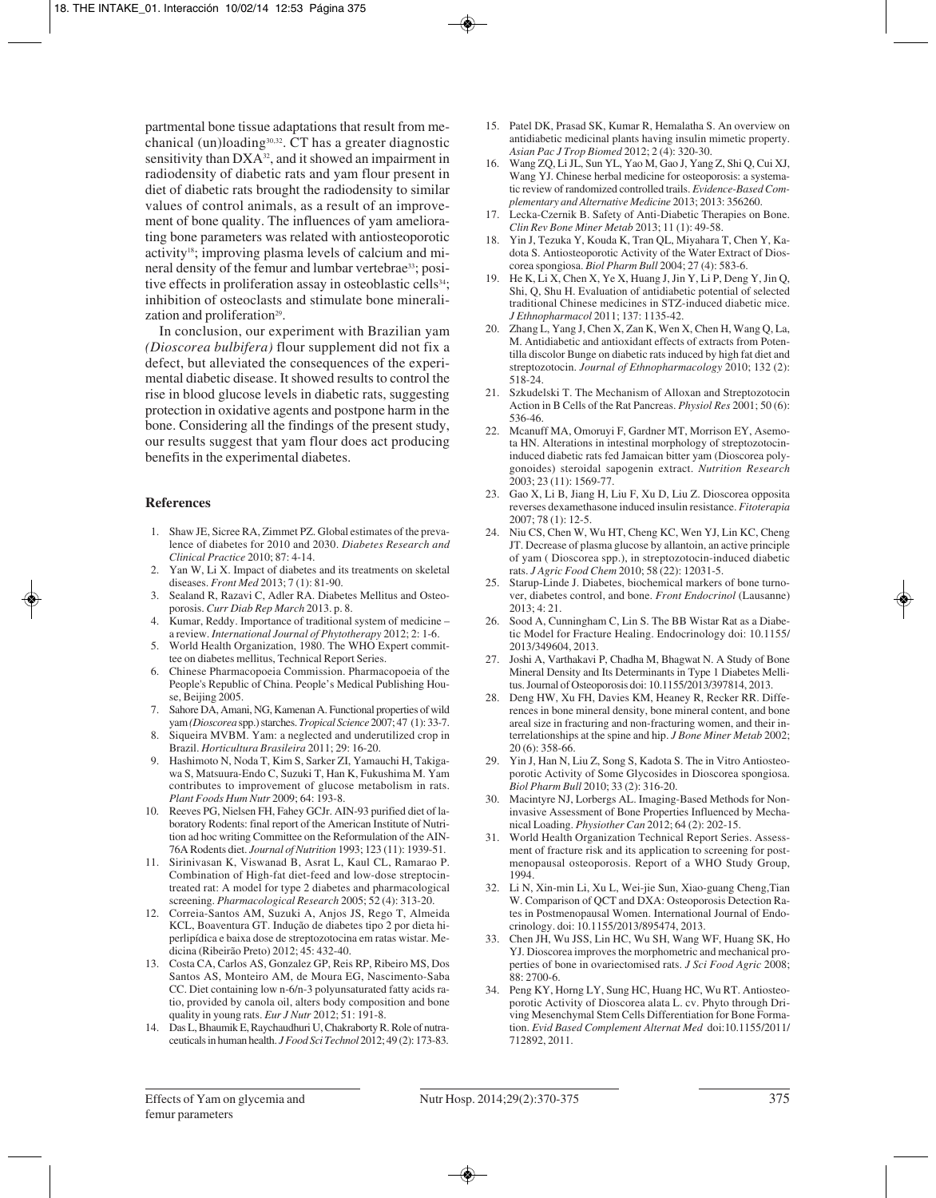partmental bone tissue adaptations that result from mechanical (un)loading[30,32]. CT has a greater diagnostic sensitivity than DXA[32], and it showed an impairment in radiodensity of diabetic rats and yam flour present in diet of diabetic rats brought the radiodensity to similar values of control animals, as a result of an improvement of bone quality. The influences of yam ameliorating bone parameters was related with antiosteoporotic activity[18]; improving plasma levels of calcium and mineral density of the femur and lumbar vertebrae[33]; positive effects in proliferation assay in osteoblastic cells[34]; inhibition of osteoclasts and stimulate bone mineralization and proliferation[29].

In conclusion, our experiment with Brazilian yam *(Dioscorea bulbifera)* flour supplement did not fix a defect, but alleviated the consequences of the experimental diabetic disease. It showed results to control the rise in blood glucose levels in diabetic rats, suggesting protection in oxidative agents and postpone harm in the bone. Considering all the findings of the present study, our results suggest that yam flour does act producing benefits in the experimental diabetes.

## References

1. Shaw JE, Sicree RA, Zimmet PZ. Global estimates of the prevalence of diabetes for 2010 and 2030. *Diabetes Research and Clinical Practice* 2010; 87: 4-14.
2. Yan W, Li X. Impact of diabetes and its treatments on skeletal diseases. *Front Med* 2013; 7 (1): 81-90.
3. Sealand R, Razavi C, Adler RA. Diabetes Mellitus and Osteoporosis. *Curr Diab Rep March* 2013. p. 8.
4. Kumar, Reddy. Importance of traditional system of medicine – a review. *International Journal of Phytotherapy* 2012; 2: 1-6.
5. World Health Organization, 1980. The WHO Expert committee on diabetes mellitus, Technical Report Series.
6. Chinese Pharmacopoeia Commission. Pharmacopoeia of the People's Republic of China. People's Medical Publishing House, Beijing 2005.
7. Sahore DA, Amani, NG, Kamenan A. Functional properties of wild yam *(Dioscorea* spp.) starches. *Tropical Science* 2007; 47 (1): 33-7.
8. Siqueira MVBM. Yam: a neglected and underutilized crop in Brazil. *Horticultura Brasileira* 2011; 29: 16-20.
9. Hashimoto N, Noda T, Kim S, Sarker ZI, Yamauchi H, Takigawa S, Matsuura-Endo C, Suzuki T, Han K, Fukushima M. Yam contributes to improvement of glucose metabolism in rats. *Plant Foods Hum Nutr* 2009; 64: 193-8.
10. Reeves PG, Nielsen FH, Fahey GCJr. AIN-93 purified diet of laboratory Rodents: final report of the American Institute of Nutrition ad hoc writing Committee on the Reformulation of the AIN-76A Rodents diet. *Journal of Nutrition* 1993; 123 (11): 1939-51.
11. Sirinivasan K, Viswanad B, Asrat L, Kaul CL, Ramarao P. Combination of High-fat diet-feed and low-dose streptocin-treated rat: A model for type 2 diabetes and pharmacological screening. *Pharmacological Research* 2005; 52 (4): 313-20.
12. Correia-Santos AM, Suzuki A, Anjos JS, Rego T, Almeida KCL, Boaventura GT. Indução de diabetes tipo 2 por dieta hiperlipídica e baixa dose de streptozotocina em ratas wistar. Medicina (Ribeirão Preto) 2012; 45: 432-40.
13. Costa CA, Carlos AS, Gonzalez GP, Reis RP, Ribeiro MS, Dos Santos AS, Monteiro AM, de Moura EG, Nascimento-Saba CC. Diet containing low n-6/n-3 polyunsaturated fatty acids ratio, provided by canola oil, alters body composition and bone quality in young rats. *Eur J Nutr* 2012; 51: 191-8.
14. Das L, Bhaumik E, Raychaudhuri U, Chakraborty R. Role of nutraceuticals in human health. *J Food Sci Technol* 2012; 49 (2): 173-83.
15. Patel DK, Prasad SK, Kumar R, Hemalatha S. An overview on antidiabetic medicinal plants having insulin mimetic property. *Asian Pac J Trop Biomed* 2012; 2 (4): 320-30.
16. Wang ZQ, Li JL, Sun YL, Yao M, Gao J, Yang Z, Shi Q, Cui XJ, Wang YJ. Chinese herbal medicine for osteoporosis: a systematic review of randomized controlled trails. *Evidence-Based Complementary and Alternative Medicine* 2013; 2013: 356260.
17. Lecka-Czernik B. Safety of Anti-Diabetic Therapies on Bone. *Clin Rev Bone Miner Metab* 2013; 11 (1): 49-58.
18. Yin J, Tezuka Y, Kouda K, Tran QL, Miyahara T, Chen Y, Kadota S. Antiosteoporotic Activity of the Water Extract of Dioscorea spongiosa. *Biol Pharm Bull* 2004; 27 (4): 583-6.
19. He K, Li X, Chen X, Ye X, Huang J, Jin Y, Li P, Deng Y, Jin Q, Shi, Q, Shu H. Evaluation of antidiabetic potential of selected traditional Chinese medicines in STZ-induced diabetic mice. *J Ethnopharmacol* 2011; 137: 1135-42.
20. Zhang L, Yang J, Chen X, Zan K, Wen X, Chen H, Wang Q, La, M. Antidiabetic and antioxidant effects of extracts from Potentilla discolor Bunge on diabetic rats induced by high fat diet and streptozotocin. *Journal of Ethnopharmacology* 2010; 132 (2): 518-24.
21. Szkudelski T. The Mechanism of Alloxan and Streptozotocin Action in B Cells of the Rat Pancreas. *Physiol Res* 2001; 50 (6): 536-46.
22. Mcanuff MA, Omoruyi F, Gardner MT, Morrison EY, Asemota HN. Alterations in intestinal morphology of streptozotocin-induced diabetic rats fed Jamaican bitter yam (Dioscorea polygonoides) steroidal sapogenin extract. *Nutrition Research* 2003; 23 (11): 1569-77.
23. Gao X, Li B, Jiang H, Liu F, Xu D, Liu Z. Dioscorea opposita reverses dexamethasone induced insulin resistance. *Fitoterapia* 2007; 78 (1): 12-5.
24. Niu CS, Chen W, Wu HT, Cheng KC, Wen YJ, Lin KC, Cheng JT. Decrease of plasma glucose by allantoin, an active principle of yam ( Dioscorea spp.), in streptozotocin-induced diabetic rats. *J Agric Food Chem* 2010; 58 (22): 12031-5.
25. Starup-Linde J. Diabetes, biochemical markers of bone turnover, diabetes control, and bone. *Front Endocrinol* (Lausanne) 2013; 4: 21.
26. Sood A, Cunningham C, Lin S. The BB Wistar Rat as a Diabetic Model for Fracture Healing. Endocrinology doi: 10.1155/2013/349604, 2013.
27. Joshi A, Varthakavi P, Chadha M, Bhagwat N. A Study of Bone Mineral Density and Its Determinants in Type 1 Diabetes Mellitus. Journal of Osteoporosis doi: 10.1155/2013/397814, 2013.
28. Deng HW, Xu FH, Davies KM, Heaney R, Recker RR. Differences in bone mineral density, bone mineral content, and bone areal size in fracturing and non-fracturing women, and their interrelationships at the spine and hip. *J Bone Miner Metab* 2002; 20 (6): 358-66.
29. Yin J, Han N, Liu Z, Song S, Kadota S. The in Vitro Antiosteoporotic Activity of Some Glycosides in Dioscorea spongiosa. *Biol Pharm Bull* 2010; 33 (2): 316-20.
30. Macintyre NJ, Lorbergs AL. Imaging-Based Methods for Non-invasive Assessment of Bone Properties Influenced by Mechanical Loading. *Physiother Can* 2012; 64 (2): 202-15.
31. World Health Organization Technical Report Series. Assessment of fracture risk and its application to screening for postmenopausal osteoporosis. Report of a WHO Study Group, 1994.
32. Li N, Xin-min Li, Xu L, Wei-jie Sun, Xiao-guang Cheng,Tian W. Comparison of QCT and DXA: Osteoporosis Detection Rates in Postmenopausal Women. International Journal of Endocrinology. doi: 10.1155/2013/895474, 2013.
33. Chen JH, Wu JSS, Lin HC, Wu SH, Wang WF, Huang SK, Ho YJ. Dioscorea improves the morphometric and mechanical properties of bone in ovariectomised rats. *J Sci Food Agric* 2008; 88: 2700-6.
34. Peng KY, Horng LY, Sung HC, Huang HC, Wu RT. Antiosteoporotic Activity of Dioscorea alata L. cv. Phyto through Driving Mesenchymal Stem Cells Differentiation for Bone Formation. *Evid Based Complement Alternat Med* doi:10.1155/2011/712892, 2011.